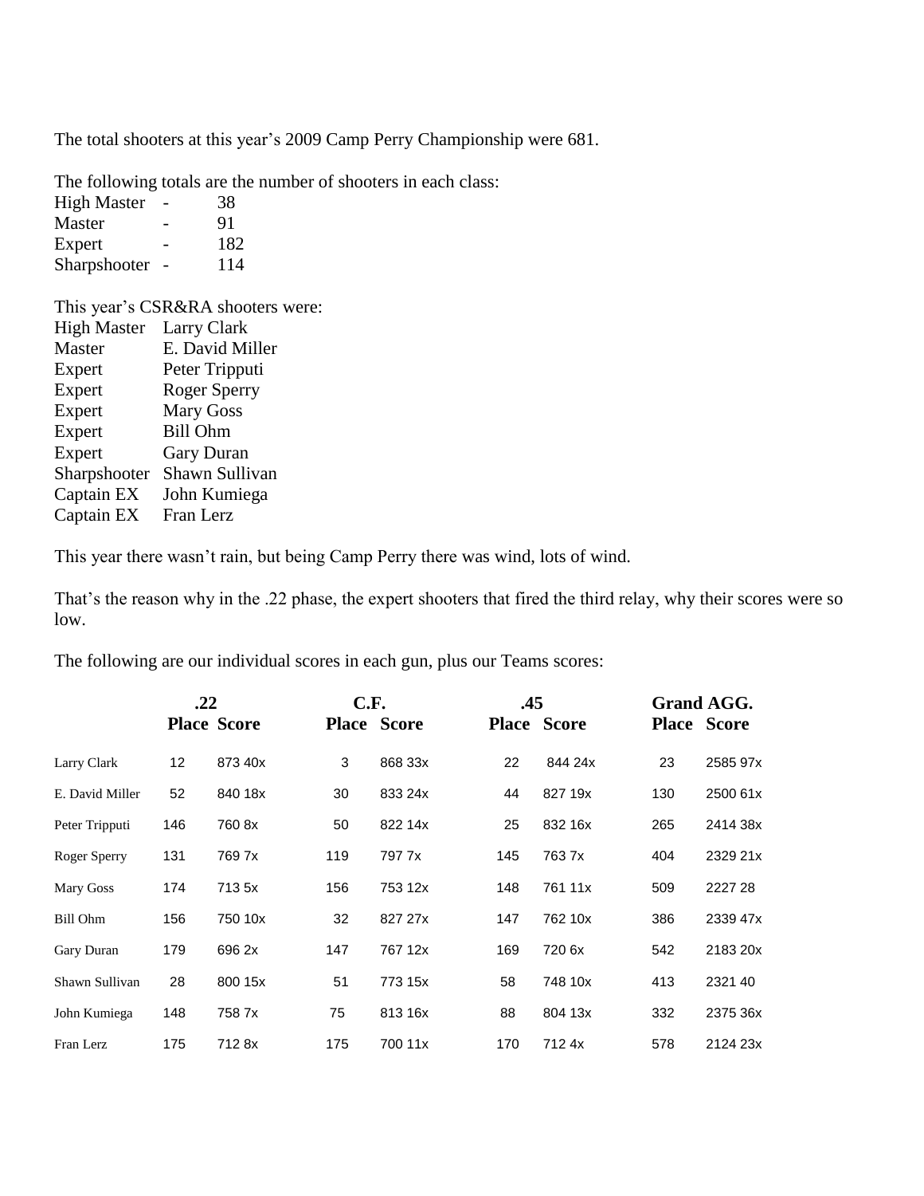The total shooters at this year's 2009 Camp Perry Championship were 681.

The following totals are the number of shooters in each class:

| | | |
|---|---|---|
| High Master | - | 38 |
| Master | - | 91 |
| Expert | - | 182 |
| Sharpshooter | - | 114 |

This year's CSR&RA shooters were:

| | |
|---|---|
| High Master | Larry Clark |
| Master | E. David Miller |
| Expert | Peter Tripputi |
| Expert | Roger Sperry |
| Expert | Mary Goss |
| Expert | Bill Ohm |
| Expert | Gary Duran |
| Sharpshooter | Shawn Sullivan |
| Captain EX | John Kumiega |
| Captain EX | Fran Lerz |

This year there wasn't rain, but being Camp Perry there was wind, lots of wind.

That's the reason why in the .22 phase, the expert shooters that fired the third relay, why their scores were so low.

The following are our individual scores in each gun, plus our Teams scores:

| | .22 | | C.F. | | .45 | | Grand AGG. | |
|---|---|---|---|---|---|---|---|---|
| | **Place** | **Score** | **Place** | **Score** | **Place** | **Score** | **Place** | **Score** |
| Larry Clark | 12 | 873 40x | 3 | 868 33x | 22 | 844 24x | 23 | 2585 97x |
| E. David Miller | 52 | 840 18x | 30 | 833 24x | 44 | 827 19x | 130 | 2500 61x |
| Peter Tripputi | 146 | 760 8x | 50 | 822 14x | 25 | 832 16x | 265 | 2414 38x |
| Roger Sperry | 131 | 769 7x | 119 | 797 7x | 145 | 763 7x | 404 | 2329 21x |
| Mary Goss | 174 | 713 5x | 156 | 753 12x | 148 | 761 11x | 509 | 2227 28 |
| Bill Ohm | 156 | 750 10x | 32 | 827 27x | 147 | 762 10x | 386 | 2339 47x |
| Gary Duran | 179 | 696 2x | 147 | 767 12x | 169 | 720 6x | 542 | 2183 20x |
| Shawn Sullivan | 28 | 800 15x | 51 | 773 15x | 58 | 748 10x | 413 | 2321 40 |
| John Kumiega | 148 | 758 7x | 75 | 813 16x | 88 | 804 13x | 332 | 2375 36x |
| Fran Lerz | 175 | 712 8x | 175 | 700 11x | 170 | 712 4x | 578 | 2124 23x |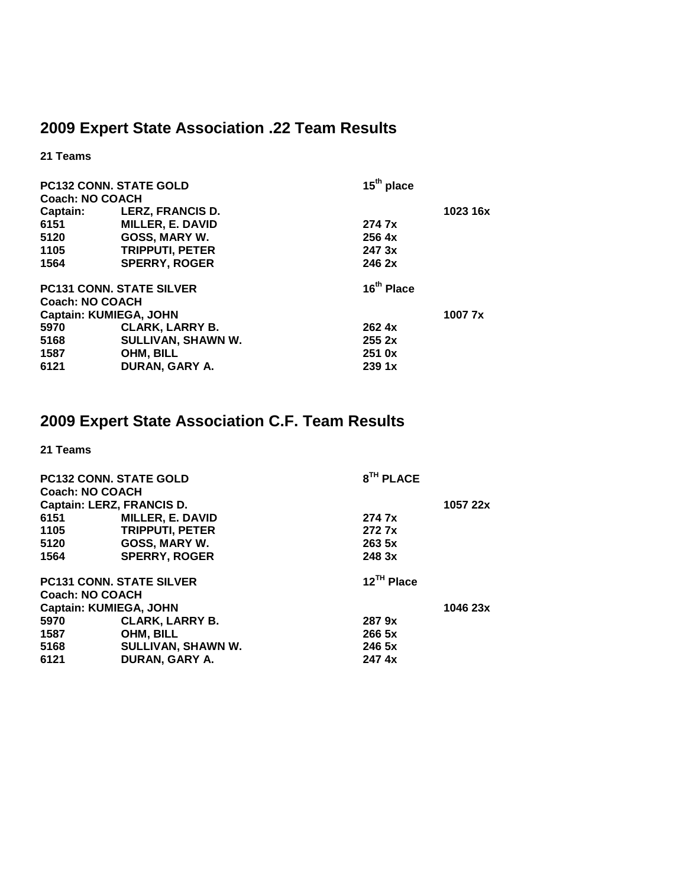## 2009 Expert State Association .22 Team Results

**21 Teams**

| **PC132 CONN. STATE GOLD** | | **15th place** | |
|---|---|---|---|
| **Coach: NO COACH** | | | |
| **Captain:** | **LERZ, FRANCIS D.** | | **1023 16x** |
| **6151** | **MILLER, E. DAVID** | **274 7x** | |
| **5120** | **GOSS, MARY W.** | **256 4x** | |
| **1105** | **TRIPPUTI, PETER** | **247 3x** | |
| **1564** | **SPERRY, ROGER** | **246 2x** | |

| **PC131 CONN. STATE SILVER** | | **16th Place** | |
|---|---|---|---|
| **Coach: NO COACH** | | | |
| **Captain: KUMIEGA, JOHN** | | | **1007 7x** |
| **5970** | **CLARK, LARRY B.** | **262 4x** | |
| **5168** | **SULLIVAN, SHAWN W.** | **255 2x** | |
| **1587** | **OHM, BILL** | **251 0x** | |
| **6121** | **DURAN, GARY A.** | **239 1x** | |

## 2009 Expert State Association C.F. Team Results

**21 Teams**

| **PC132 CONN. STATE GOLD** | | **8TH PLACE** | |
|---|---|---|---|
| **Coach: NO COACH** | | | |
| **Captain: LERZ, FRANCIS D.** | | | **1057 22x** |
| **6151** | **MILLER, E. DAVID** | **274 7x** | |
| **1105** | **TRIPPUTI, PETER** | **272 7x** | |
| **5120** | **GOSS, MARY W.** | **263 5x** | |
| **1564** | **SPERRY, ROGER** | **248 3x** | |

| **PC131 CONN. STATE SILVER** | | **12TH Place** | |
|---|---|---|---|
| **Coach: NO COACH** | | | |
| **Captain: KUMIEGA, JOHN** | | | **1046 23x** |
| **5970** | **CLARK, LARRY B.** | **287 9x** | |
| **1587** | **OHM, BILL** | **266 5x** | |
| **5168** | **SULLIVAN, SHAWN W.** | **246 5x** | |
| **6121** | **DURAN, GARY A.** | **247 4x** | |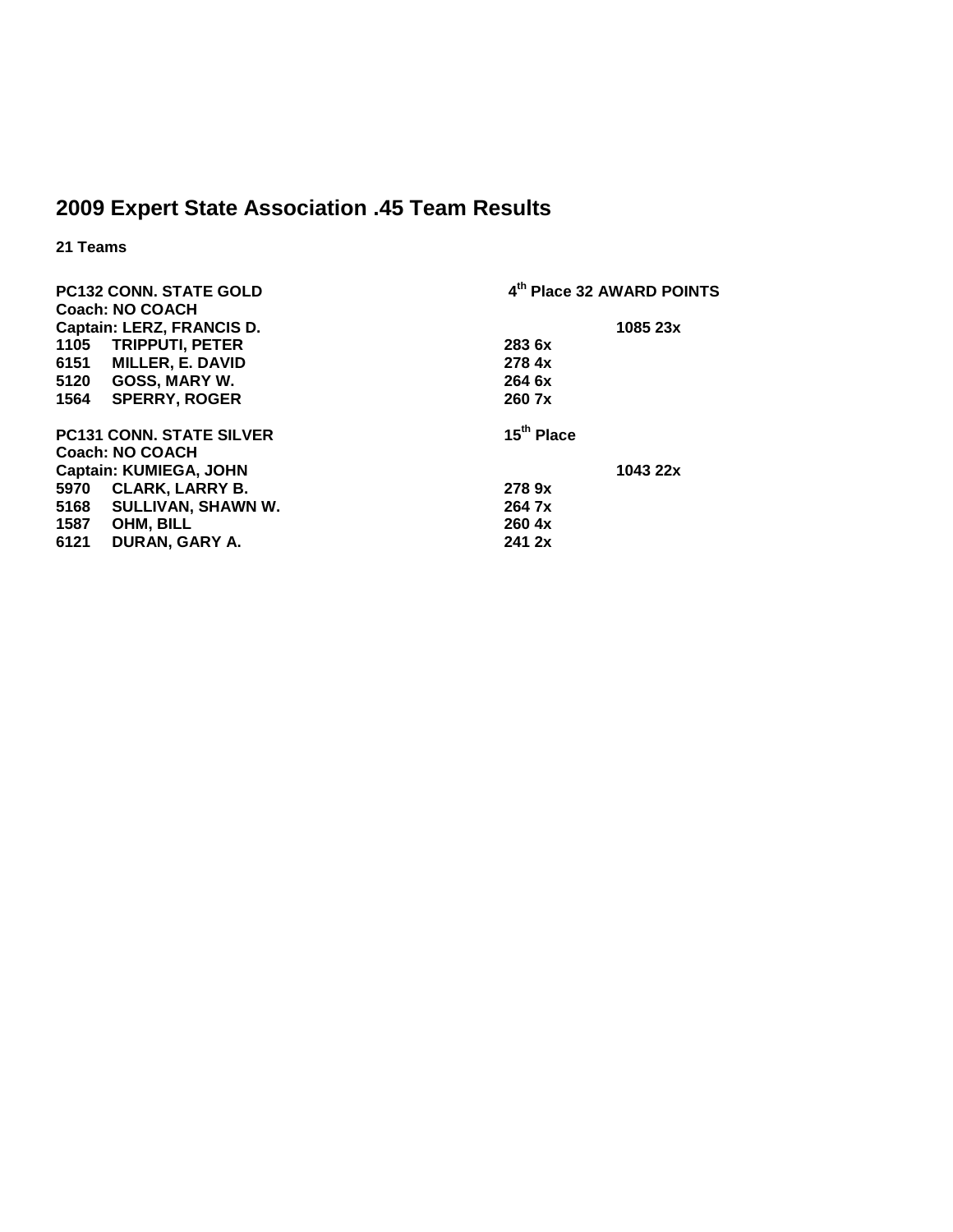# 2009 Expert State Association .45 Team Results

**21 Teams**

| | | | |
|---|---|---|---|
| **PC132 CONN. STATE GOLD** | | **4th Place 32 AWARD POINTS** | |
| **Coach: NO COACH** | | | |
| **Captain: LERZ, FRANCIS D.** | | | **1085 23x** |
| **1105** | **TRIPPUTI, PETER** | **283 6x** | |
| **6151** | **MILLER, E. DAVID** | **278 4x** | |
| **5120** | **GOSS, MARY W.** | **264 6x** | |
| **1564** | **SPERRY, ROGER** | **260 7x** | |
| **PC131 CONN. STATE SILVER** | | **15th Place** | |
| **Coach: NO COACH** | | | |
| **Captain: KUMIEGA, JOHN** | | | **1043 22x** |
| **5970** | **CLARK, LARRY B.** | **278 9x** | |
| **5168** | **SULLIVAN, SHAWN W.** | **264 7x** | |
| **1587** | **OHM, BILL** | **260 4x** | |
| **6121** | **DURAN, GARY A.** | **241 2x** | |